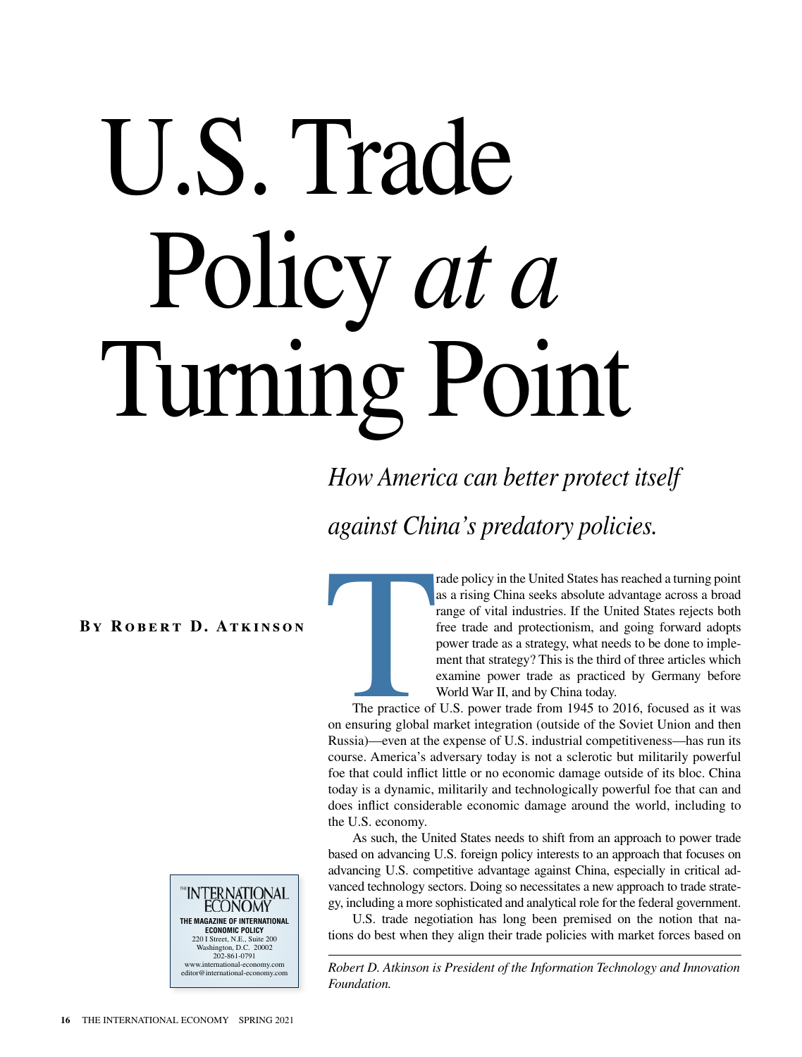# U.S. Trade Policy *at a* Turning Point

*How America can better protect itself against China's predatory policies.*

**By Robert D. Atkinson**

Trade policy in the United States has reached a turning point as a rising China seeks absolute advantage across a broad range of vital industries. If the United States rejects both free trade and protectionism, and going forward adopts power trade as a strategy, what needs to be done to implement that strategy? This is the third of three articles which examine power trade as practiced by Germany before World War II, and by China today.

The practice of U.S. power trade from 1945 to 2016, focused as it was on ensuring global market integration (outside of the Soviet Union and then Russia)—even at the expense of U.S. industrial competitiveness—has run its course. America's adversary today is not a sclerotic but militarily powerful foe that could inflict little or no economic damage outside of its bloc. China today is a dynamic, militarily and technologically powerful foe that can and does inflict considerable economic damage around the world, including to the U.S. economy.

As such, the United States needs to shift from an approach to power trade based on advancing U.S. foreign policy interests to an approach that focuses on advancing U.S. competitive advantage against China, especially in critical advanced technology sectors. Doing so necessitates a new approach to trade strategy, including a more sophisticated and analytical role for the federal government.

U.S. trade negotiation has long been premised on the notion that nations do best when they align their trade policies with market forces based on

---

*Robert D. Atkinson is President of the Information Technology and Innovation Foundation.*

THE INTERNATIONAL ECONOMY
THE MAGAZINE OF INTERNATIONAL ECONOMIC POLICY
220 I Street, N.E., Suite 200
Washington, D.C. 20002
202-861-0791
www.international-economy.com
editor@international-economy.com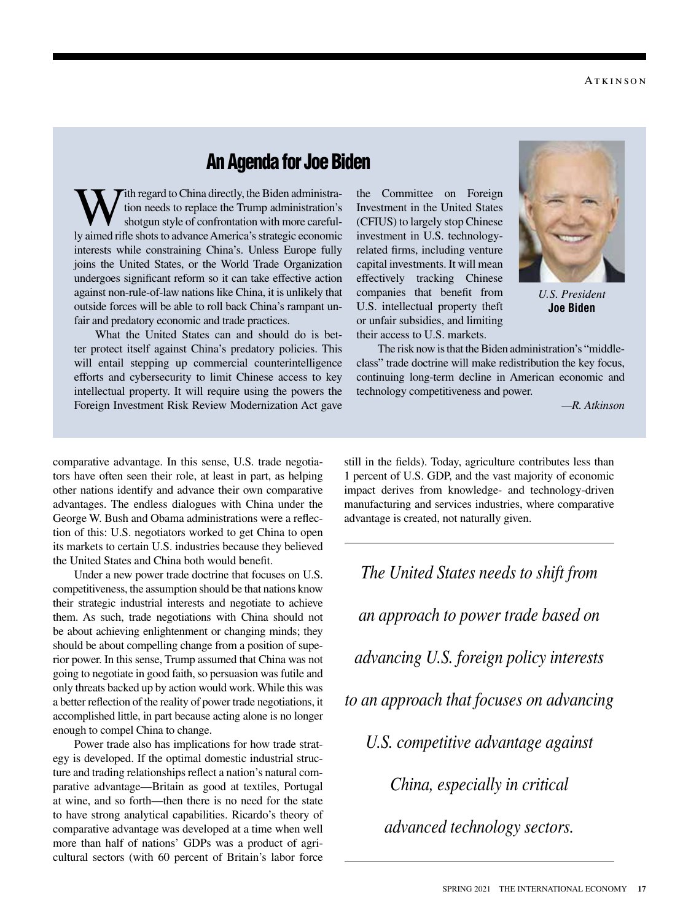## An Agenda for Joe Biden

With regard to China directly, the Biden administration needs to replace the Trump administration's shotgun style of confrontation with more carefully aimed rifle shots to advance America's strategic economic interests while constraining China's. Unless Europe fully joins the United States, or the World Trade Organization undergoes significant reform so it can take effective action against non-rule-of-law nations like China, it is unlikely that outside forces will be able to roll back China's rampant unfair and predatory economic and trade practices.

What the United States can and should do is better protect itself against China's predatory policies. This will entail stepping up commercial counterintelligence efforts and cybersecurity to limit Chinese access to key intellectual property. It will require using the powers the Foreign Investment Risk Review Modernization Act gave the Committee on Foreign Investment in the United States (CFIUS) to largely stop Chinese investment in U.S. technology-related firms, including venture capital investments. It will mean effectively tracking Chinese companies that benefit from U.S. intellectual property theft or unfair subsidies, and limiting their access to U.S. markets.

*U.S. President* **Joe Biden**

The risk now is that the Biden administration's "middle-class" trade doctrine will make redistribution the key focus, continuing long-term decline in American economic and technology competitiveness and power.

*—R. Atkinson*

comparative advantage. In this sense, U.S. trade negotiators have often seen their role, at least in part, as helping other nations identify and advance their own comparative advantages. The endless dialogues with China under the George W. Bush and Obama administrations were a reflection of this: U.S. negotiators worked to get China to open its markets to certain U.S. industries because they believed the United States and China both would benefit.

Under a new power trade doctrine that focuses on U.S. competitiveness, the assumption should be that nations know their strategic industrial interests and negotiate to achieve them. As such, trade negotiations with China should not be about achieving enlightenment or changing minds; they should be about compelling change from a position of superior power. In this sense, Trump assumed that China was not going to negotiate in good faith, so persuasion was futile and only threats backed up by action would work. While this was a better reflection of the reality of power trade negotiations, it accomplished little, in part because acting alone is no longer enough to compel China to change.

Power trade also has implications for how trade strategy is developed. If the optimal domestic industrial structure and trading relationships reflect a nation's natural comparative advantage—Britain as good at textiles, Portugal at wine, and so forth—then there is no need for the state to have strong analytical capabilities. Ricardo's theory of comparative advantage was developed at a time when well more than half of nations' GDPs was a product of agricultural sectors (with 60 percent of Britain's labor force still in the fields). Today, agriculture contributes less than 1 percent of U.S. GDP, and the vast majority of economic impact derives from knowledge- and technology-driven manufacturing and services industries, where comparative advantage is created, not naturally given.

*The United States needs to shift from an approach to power trade based on advancing U.S. foreign policy interests to an approach that focuses on advancing U.S. competitive advantage against China, especially in critical advanced technology sectors.*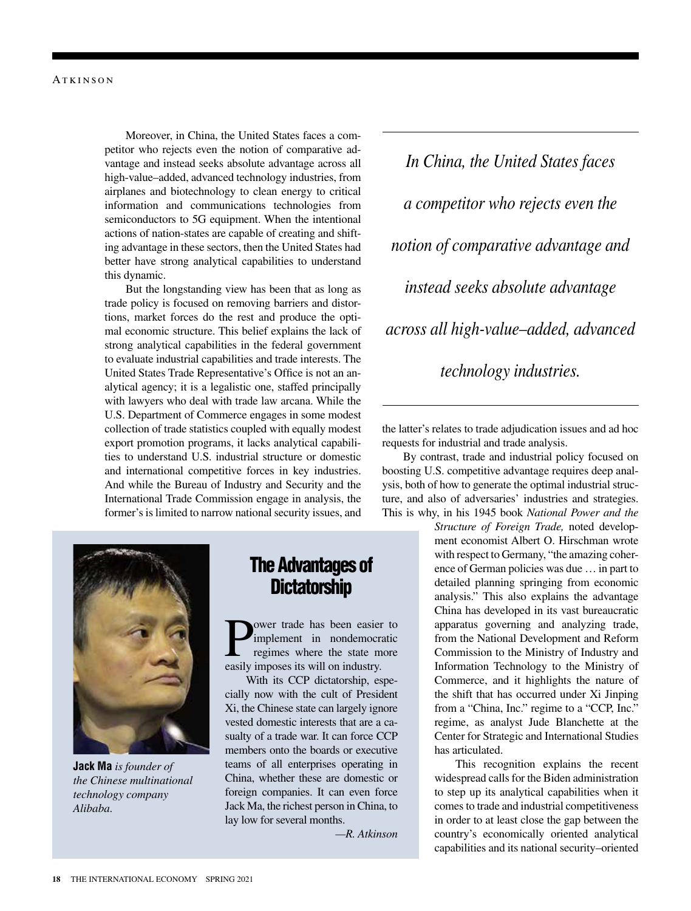Moreover, in China, the United States faces a competitor who rejects even the notion of comparative advantage and instead seeks absolute advantage across all high-value–added, advanced technology industries, from airplanes and biotechnology to clean energy to critical information and communications technologies from semiconductors to 5G equipment. When the intentional actions of nation-states are capable of creating and shifting advantage in these sectors, then the United States had better have strong analytical capabilities to understand this dynamic.

But the longstanding view has been that as long as trade policy is focused on removing barriers and distortions, market forces do the rest and produce the optimal economic structure. This belief explains the lack of strong analytical capabilities in the federal government to evaluate industrial capabilities and trade interests. The United States Trade Representative's Office is not an analytical agency; it is a legalistic one, staffed principally with lawyers who deal with trade law arcana. While the U.S. Department of Commerce engages in some modest collection of trade statistics coupled with equally modest export promotion programs, it lacks analytical capabilities to understand U.S. industrial structure or domestic and international competitive forces in key industries. And while the Bureau of Industry and Security and the International Trade Commission engage in analysis, the former's is limited to narrow national security issues, and the latter's relates to trade adjudication issues and ad hoc requests for industrial and trade analysis.

*In China, the United States faces a competitor who rejects even the notion of comparative advantage and instead seeks absolute advantage across all high-value–added, advanced technology industries.*

By contrast, trade and industrial policy focused on boosting U.S. competitive advantage requires deep analysis, both of how to generate the optimal industrial structure, and also of adversaries' industries and strategies. This is why, in his 1945 book *National Power and the Structure of Foreign Trade,* noted development economist Albert O. Hirschman wrote with respect to Germany, "the amazing coherence of German policies was due … in part to detailed planning springing from economic analysis." This also explains the advantage China has developed in its vast bureaucratic apparatus governing and analyzing trade, from the National Development and Reform Commission to the Ministry of Industry and Information Technology to the Ministry of Commerce, and it highlights the nature of the shift that has occurred under Xi Jinping from a "China, Inc." regime to a "CCP, Inc." regime, as analyst Jude Blanchette at the Center for Strategic and International Studies has articulated.

This recognition explains the recent widespread calls for the Biden administration to step up its analytical capabilities when it comes to trade and industrial competitiveness in order to at least close the gap between the country's economically oriented analytical capabilities and its national security–oriented

## The Advantages of Dictatorship

Power trade has been easier to implement in nondemocratic regimes where the state more easily imposes its will on industry.

With its CCP dictatorship, especially now with the cult of President Xi, the Chinese state can largely ignore vested domestic interests that are a casualty of a trade war. It can force CCP members onto the boards or executive teams of all enterprises operating in China, whether these are domestic or foreign companies. It can even force Jack Ma, the richest person in China, to lay low for several months.

—*R. Atkinson*

**Jack Ma** *is founder of the Chinese multinational technology company Alibaba.*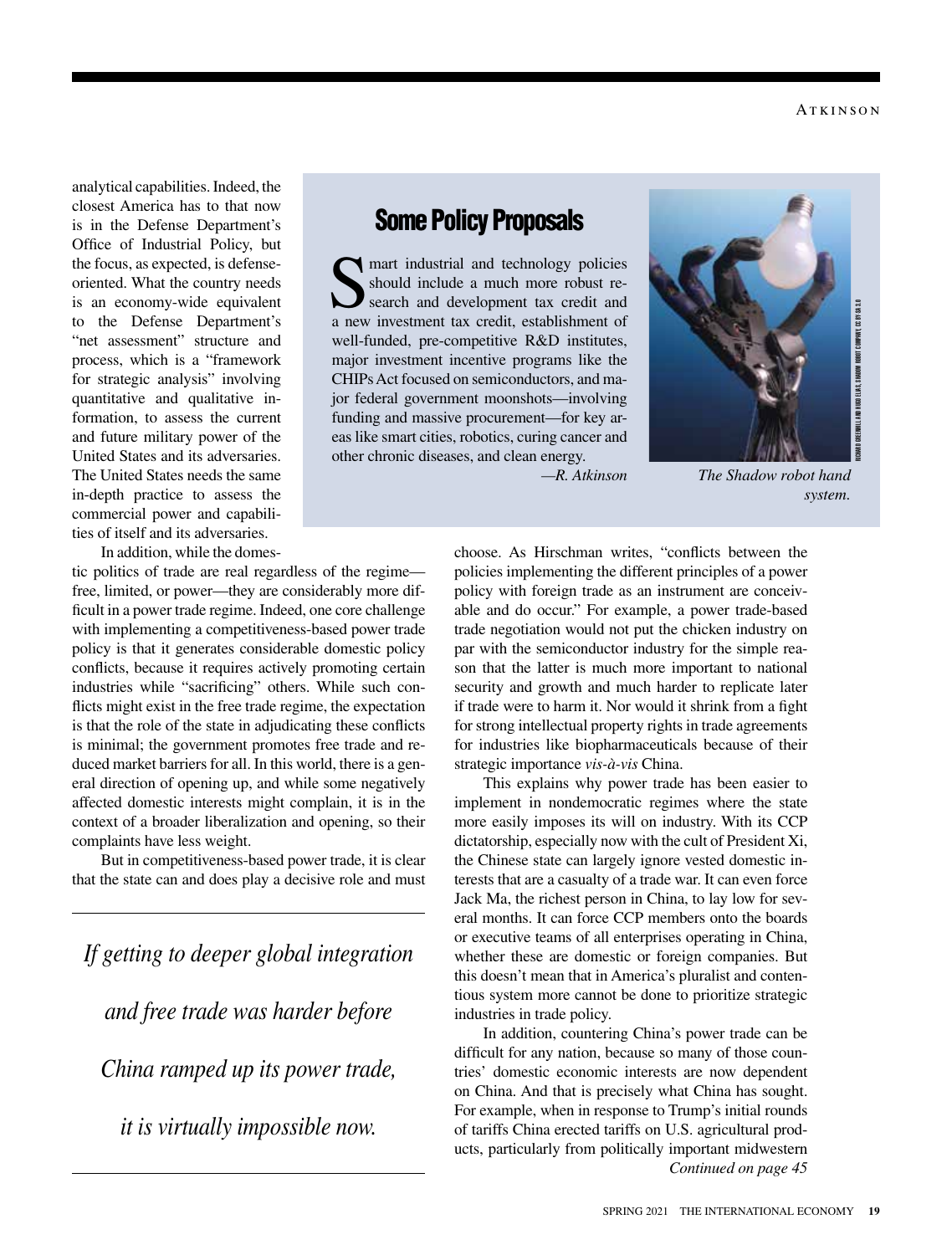analytical capabilities. Indeed, the closest America has to that now is in the Defense Department's Office of Industrial Policy, but the focus, as expected, is defense-oriented. What the country needs is an economy-wide equivalent to the Defense Department's "net assessment" structure and process, which is a "framework for strategic analysis" involving quantitative and qualitative information, to assess the current and future military power of the United States and its adversaries. The United States needs the same in-depth practice to assess the commercial power and capabilities of itself and its adversaries.

In addition, while the domestic politics of trade are real regardless of the regime—free, limited, or power—they are considerably more difficult in a power trade regime. Indeed, one core challenge with implementing a competitiveness-based power trade policy is that it generates considerable domestic policy conflicts, because it requires actively promoting certain industries while "sacrificing" others. While such conflicts might exist in the free trade regime, the expectation is that the role of the state in adjudicating these conflicts is minimal; the government promotes free trade and reduced market barriers for all. In this world, there is a general direction of opening up, and while some negatively affected domestic interests might complain, it is in the context of a broader liberalization and opening, so their complaints have less weight.

But in competitiveness-based power trade, it is clear that the state can and does play a decisive role and must choose. As Hirschman writes, "conflicts between the policies implementing the different principles of a power policy with foreign trade as an instrument are conceivable and do occur." For example, a power trade-based trade negotiation would not put the chicken industry on par with the semiconductor industry for the simple reason that the latter is much more important to national security and growth and much harder to replicate later if trade were to harm it. Nor would it shrink from a fight for strong intellectual property rights in trade agreements for industries like biopharmaceuticals because of their strategic importance *vis-à-vis* China.

This explains why power trade has been easier to implement in nondemocratic regimes where the state more easily imposes its will on industry. With its CCP dictatorship, especially now with the cult of President Xi, the Chinese state can largely ignore vested domestic interests that are a casualty of a trade war. It can even force Jack Ma, the richest person in China, to lay low for several months. It can force CCP members onto the boards or executive teams of all enterprises operating in China, whether these are domestic or foreign companies. But this doesn't mean that in America's pluralist and contentious system more cannot be done to prioritize strategic industries in trade policy.

In addition, countering China's power trade can be difficult for any nation, because so many of those countries' domestic economic interests are now dependent on China. And that is precisely what China has sought. For example, when in response to Trump's initial rounds of tariffs China erected tariffs on U.S. agricultural products, particularly from politically important midwestern

*Continued on page 45*

---

## Some Policy Proposals

Smart industrial and technology policies should include a much more robust research and development tax credit and a new investment tax credit, establishment of well-funded, pre-competitive R&D institutes, major investment incentive programs like the CHIPs Act focused on semiconductors, and major federal government moonshots—involving funding and massive procurement—for key areas like smart cities, robotics, curing cancer and other chronic diseases, and clean energy.

*—R. Atkinson*

RICHARD GREENHILL AND HUGO ELIAS, SHADOW ROBOT COMPANY, CC BY SA 3.0

*The Shadow robot hand system.*

---

*If getting to deeper global integration and free trade was harder before China ramped up its power trade, it is virtually impossible now.*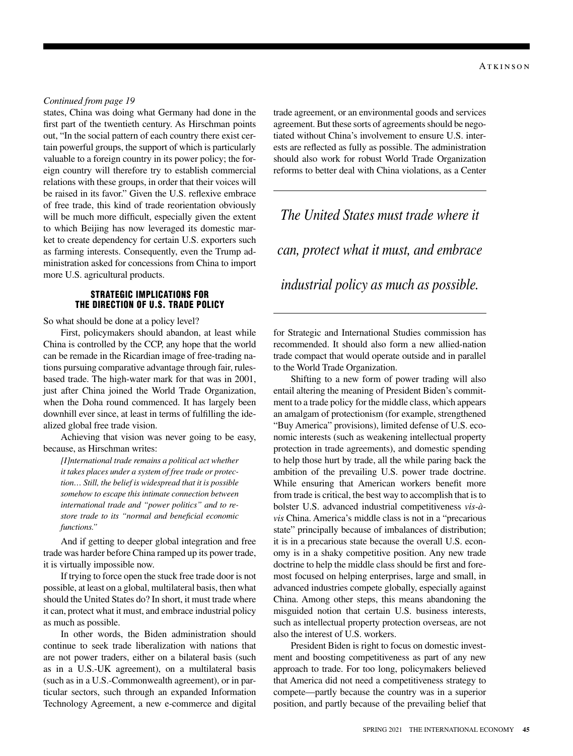*Continued from page 19*

states, China was doing what Germany had done in the first part of the twentieth century. As Hirschman points out, "In the social pattern of each country there exist certain powerful groups, the support of which is particularly valuable to a foreign country in its power policy; the foreign country will therefore try to establish commercial relations with these groups, in order that their voices will be raised in its favor." Given the U.S. reflexive embrace of free trade, this kind of trade reorientation obviously will be much more difficult, especially given the extent to which Beijing has now leveraged its domestic market to create dependency for certain U.S. exporters such as farming interests. Consequently, even the Trump administration asked for concessions from China to import more U.S. agricultural products.

## STRATEGIC IMPLICATIONS FOR THE DIRECTION OF U.S. TRADE POLICY

So what should be done at a policy level?

First, policymakers should abandon, at least while China is controlled by the CCP, any hope that the world can be remade in the Ricardian image of free-trading nations pursuing comparative advantage through fair, rules-based trade. The high-water mark for that was in 2001, just after China joined the World Trade Organization, when the Doha round commenced. It has largely been downhill ever since, at least in terms of fulfilling the idealized global free trade vision.

Achieving that vision was never going to be easy, because, as Hirschman writes:

> *[I]nternational trade remains a political act whether it takes places under a system of free trade or protection… Still, the belief is widespread that it is possible somehow to escape this intimate connection between international trade and "power politics" and to restore trade to its "normal and beneficial economic functions."*

And if getting to deeper global integration and free trade was harder before China ramped up its power trade, it is virtually impossible now.

If trying to force open the stuck free trade door is not possible, at least on a global, multilateral basis, then what should the United States do? In short, it must trade where it can, protect what it must, and embrace industrial policy as much as possible.

In other words, the Biden administration should continue to seek trade liberalization with nations that are not power traders, either on a bilateral basis (such as in a U.S.-UK agreement), on a multilateral basis (such as in a U.S.-Commonwealth agreement), or in particular sectors, such through an expanded Information Technology Agreement, a new e-commerce and digital trade agreement, or an environmental goods and services agreement. But these sorts of agreements should be negotiated without China's involvement to ensure U.S. interests are reflected as fully as possible. The administration should also work for robust World Trade Organization reforms to better deal with China violations, as a Center for Strategic and International Studies commission has recommended. It should also form a new allied-nation trade compact that would operate outside and in parallel to the World Trade Organization.

> *The United States must trade where it can, protect what it must, and embrace industrial policy as much as possible.*

Shifting to a new form of power trading will also entail altering the meaning of President Biden's commitment to a trade policy for the middle class, which appears an amalgam of protectionism (for example, strengthened "Buy America" provisions), limited defense of U.S. economic interests (such as weakening intellectual property protection in trade agreements), and domestic spending to help those hurt by trade, all the while paring back the ambition of the prevailing U.S. power trade doctrine. While ensuring that American workers benefit more from trade is critical, the best way to accomplish that is to bolster U.S. advanced industrial competitiveness *vis-à-vis* China. America's middle class is not in a "precarious state" principally because of imbalances of distribution; it is in a precarious state because the overall U.S. economy is in a shaky competitive position. Any new trade doctrine to help the middle class should be first and foremost focused on helping enterprises, large and small, in advanced industries compete globally, especially against China. Among other steps, this means abandoning the misguided notion that certain U.S. business interests, such as intellectual property protection overseas, are not also the interest of U.S. workers.

President Biden is right to focus on domestic investment and boosting competitiveness as part of any new approach to trade. For too long, policymakers believed that America did not need a competitiveness strategy to compete—partly because the country was in a superior position, and partly because of the prevailing belief that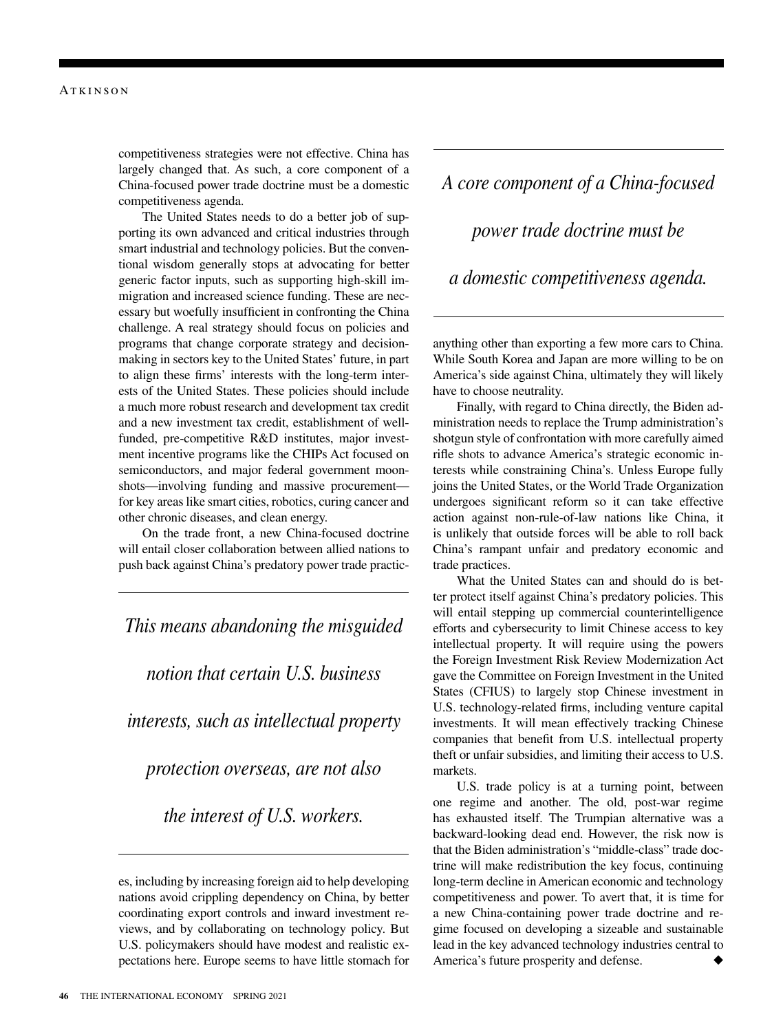competitiveness strategies were not effective. China has largely changed that. As such, a core component of a China-focused power trade doctrine must be a domestic competitiveness agenda.

*A core component of a China-focused power trade doctrine must be a domestic competitiveness agenda.*

The United States needs to do a better job of supporting its own advanced and critical industries through smart industrial and technology policies. But the conventional wisdom generally stops at advocating for better generic factor inputs, such as supporting high-skill immigration and increased science funding. These are necessary but woefully insufficient in confronting the China challenge. A real strategy should focus on policies and programs that change corporate strategy and decision-making in sectors key to the United States' future, in part to align these firms' interests with the long-term interests of the United States. These policies should include a much more robust research and development tax credit and a new investment tax credit, establishment of well-funded, pre-competitive R&D institutes, major investment incentive programs like the CHIPs Act focused on semiconductors, and major federal government moonshots—involving funding and massive procurement—for key areas like smart cities, robotics, curing cancer and other chronic diseases, and clean energy.

On the trade front, a new China-focused doctrine will entail closer collaboration between allied nations to push back against China's predatory power trade practices, including by increasing foreign aid to help developing nations avoid crippling dependency on China, by better coordinating export controls and inward investment reviews, and by collaborating on technology policy. But U.S. policymakers should have modest and realistic expectations here. Europe seems to have little stomach for anything other than exporting a few more cars to China. While South Korea and Japan are more willing to be on America's side against China, ultimately they will likely have to choose neutrality.

*This means abandoning the misguided notion that certain U.S. business interests, such as intellectual property protection overseas, are not also the interest of U.S. workers.*

Finally, with regard to China directly, the Biden administration needs to replace the Trump administration's shotgun style of confrontation with more carefully aimed rifle shots to advance America's strategic economic interests while constraining China's. Unless Europe fully joins the United States, or the World Trade Organization undergoes significant reform so it can take effective action against non-rule-of-law nations like China, it is unlikely that outside forces will be able to roll back China's rampant unfair and predatory economic and trade practices.

What the United States can and should do is better protect itself against China's predatory policies. This will entail stepping up commercial counterintelligence efforts and cybersecurity to limit Chinese access to key intellectual property. It will require using the powers the Foreign Investment Risk Review Modernization Act gave the Committee on Foreign Investment in the United States (CFIUS) to largely stop Chinese investment in U.S. technology-related firms, including venture capital investments. It will mean effectively tracking Chinese companies that benefit from U.S. intellectual property theft or unfair subsidies, and limiting their access to U.S. markets.

U.S. trade policy is at a turning point, between one regime and another. The old, post-war regime has exhausted itself. The Trumpian alternative was a backward-looking dead end. However, the risk now is that the Biden administration's "middle-class" trade doctrine will make redistribution the key focus, continuing long-term decline in American economic and technology competitiveness and power. To avert that, it is time for a new China-containing power trade doctrine and regime focused on developing a sizeable and sustainable lead in the key advanced technology industries central to America's future prosperity and defense. ◆